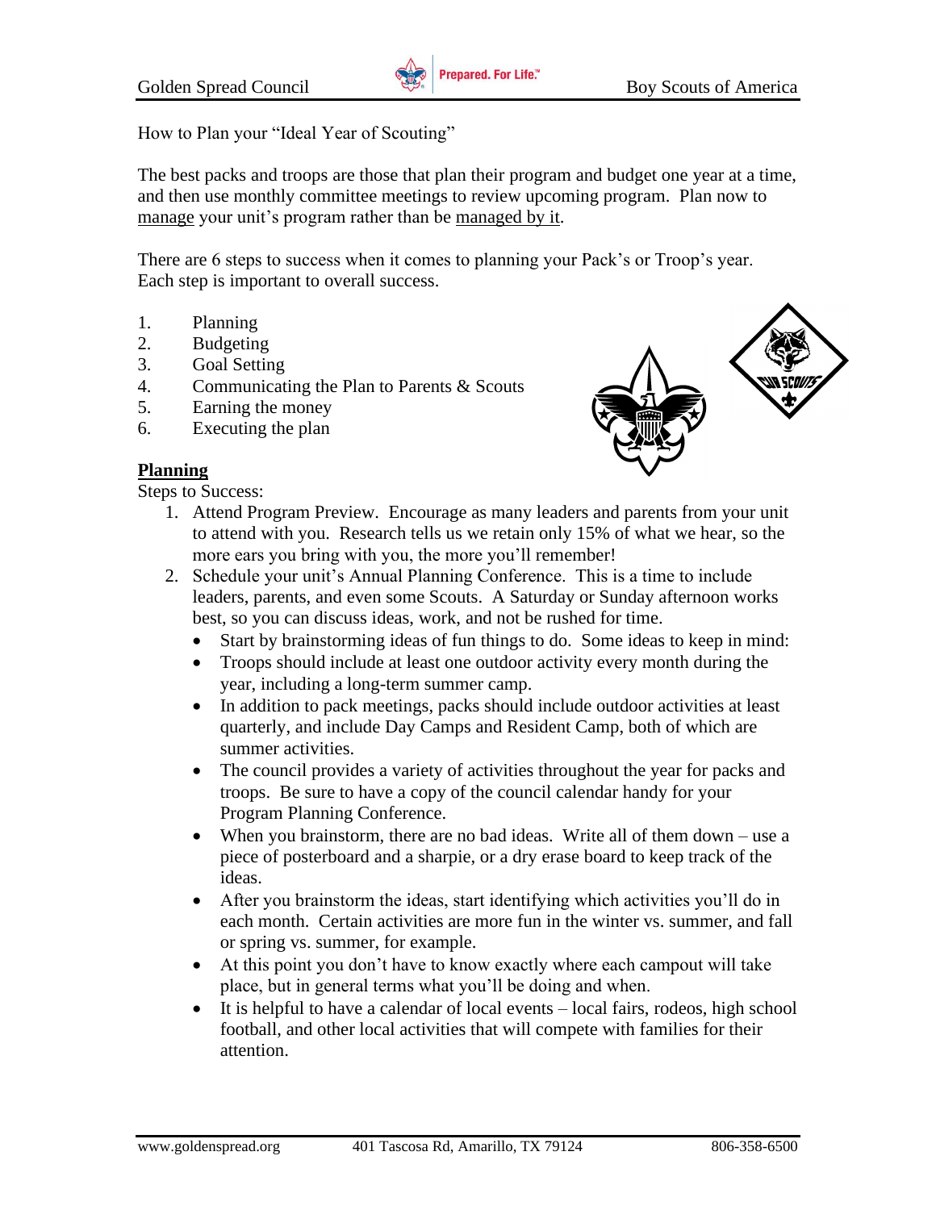How to Plan your "Ideal Year of Scouting"

The best packs and troops are those that plan their program and budget one year at a time, and then use monthly committee meetings to review upcoming program. Plan now to manage your unit's program rather than be managed by it.

There are 6 steps to success when it comes to planning your Pack's or Troop's year. Each step is important to overall success.

1. Planning
2. Budgeting
3. Goal Setting
4. Communicating the Plan to Parents & Scouts
5. Earning the money
6. Executing the plan

**Planning**

Steps to Success:

1. Attend Program Preview. Encourage as many leaders and parents from your unit to attend with you. Research tells us we retain only 15% of what we hear, so the more ears you bring with you, the more you'll remember!
2. Schedule your unit's Annual Planning Conference. This is a time to include leaders, parents, and even some Scouts. A Saturday or Sunday afternoon works best, so you can discuss ideas, work, and not be rushed for time.
   - Start by brainstorming ideas of fun things to do. Some ideas to keep in mind:
   - Troops should include at least one outdoor activity every month during the year, including a long-term summer camp.
   - In addition to pack meetings, packs should include outdoor activities at least quarterly, and include Day Camps and Resident Camp, both of which are summer activities.
   - The council provides a variety of activities throughout the year for packs and troops. Be sure to have a copy of the council calendar handy for your Program Planning Conference.
   - When you brainstorm, there are no bad ideas. Write all of them down – use a piece of posterboard and a sharpie, or a dry erase board to keep track of the ideas.
   - After you brainstorm the ideas, start identifying which activities you'll do in each month. Certain activities are more fun in the winter vs. summer, and fall or spring vs. summer, for example.
   - At this point you don't have to know exactly where each campout will take place, but in general terms what you'll be doing and when.
   - It is helpful to have a calendar of local events – local fairs, rodeos, high school football, and other local activities that will compete with families for their attention.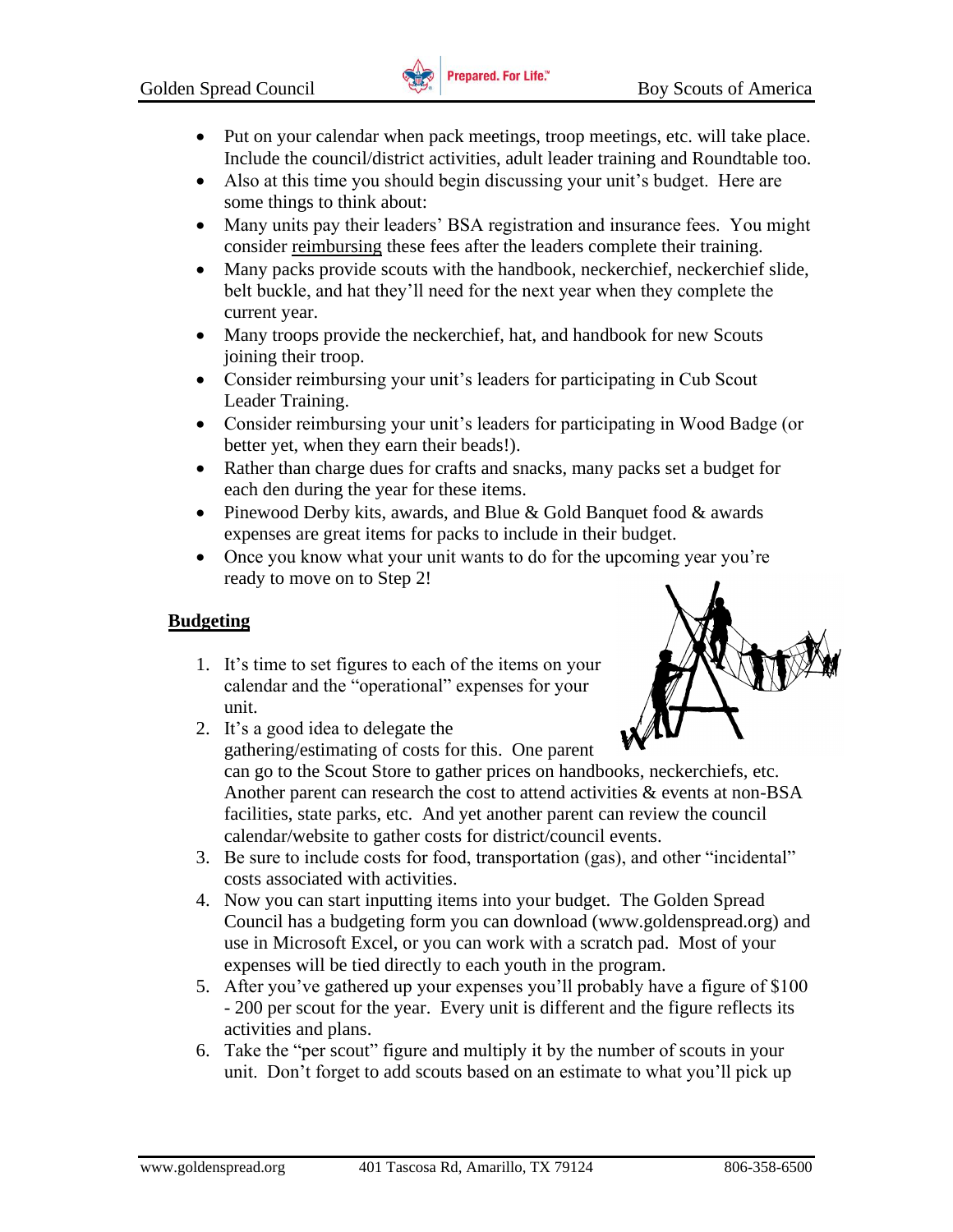- Put on your calendar when pack meetings, troop meetings, etc. will take place. Include the council/district activities, adult leader training and Roundtable too.
- Also at this time you should begin discussing your unit's budget. Here are some things to think about:
- Many units pay their leaders' BSA registration and insurance fees. You might consider reimbursing these fees after the leaders complete their training.
- Many packs provide scouts with the handbook, neckerchief, neckerchief slide, belt buckle, and hat they'll need for the next year when they complete the current year.
- Many troops provide the neckerchief, hat, and handbook for new Scouts joining their troop.
- Consider reimbursing your unit's leaders for participating in Cub Scout Leader Training.
- Consider reimbursing your unit's leaders for participating in Wood Badge (or better yet, when they earn their beads!).
- Rather than charge dues for crafts and snacks, many packs set a budget for each den during the year for these items.
- Pinewood Derby kits, awards, and Blue & Gold Banquet food & awards expenses are great items for packs to include in their budget.
- Once you know what your unit wants to do for the upcoming year you're ready to move on to Step 2!

## Budgeting

1. It's time to set figures to each of the items on your calendar and the "operational" expenses for your unit.
2. It's a good idea to delegate the gathering/estimating of costs for this. One parent can go to the Scout Store to gather prices on handbooks, neckerchiefs, etc. Another parent can research the cost to attend activities & events at non-BSA facilities, state parks, etc. And yet another parent can review the council calendar/website to gather costs for district/council events.
3. Be sure to include costs for food, transportation (gas), and other "incidental" costs associated with activities.
4. Now you can start inputting items into your budget. The Golden Spread Council has a budgeting form you can download (www.goldenspread.org) and use in Microsoft Excel, or you can work with a scratch pad. Most of your expenses will be tied directly to each youth in the program.
5. After you've gathered up your expenses you'll probably have a figure of $100 - 200 per scout for the year. Every unit is different and the figure reflects its activities and plans.
6. Take the "per scout" figure and multiply it by the number of scouts in your unit. Don't forget to add scouts based on an estimate to what you'll pick up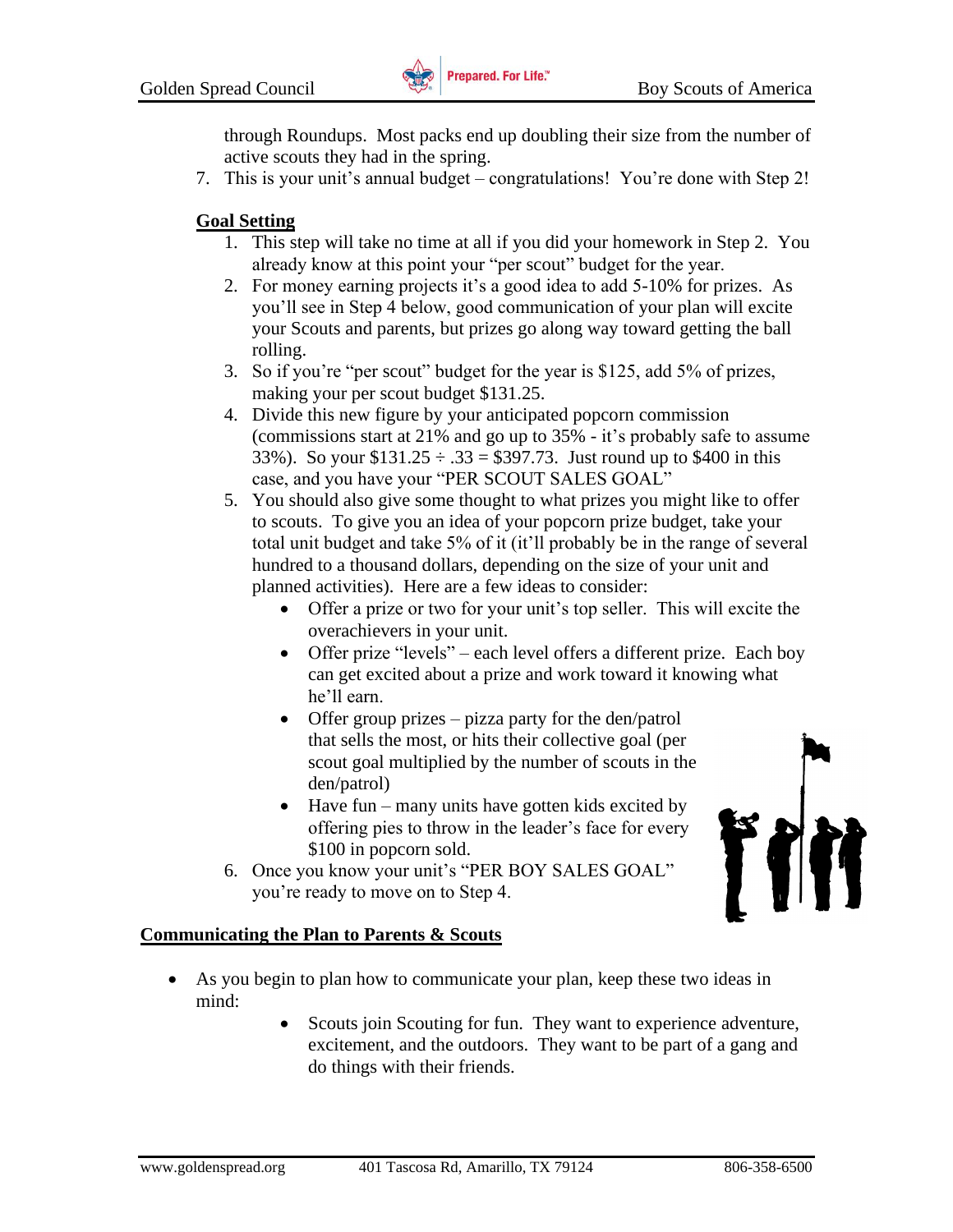through Roundups. Most packs end up doubling their size from the number of active scouts they had in the spring.

7. This is your unit's annual budget – congratulations! You're done with Step 2!

## Goal Setting

1. This step will take no time at all if you did your homework in Step 2. You already know at this point your "per scout" budget for the year.
2. For money earning projects it's a good idea to add 5-10% for prizes. As you'll see in Step 4 below, good communication of your plan will excite your Scouts and parents, but prizes go along way toward getting the ball rolling.
3. So if you're "per scout" budget for the year is $125, add 5% of prizes, making your per scout budget $131.25.
4. Divide this new figure by your anticipated popcorn commission (commissions start at 21% and go up to 35% - it's probably safe to assume 33%). So your $131.25 ÷ .33 = $397.73. Just round up to $400 in this case, and you have your "PER SCOUT SALES GOAL"
5. You should also give some thought to what prizes you might like to offer to scouts. To give you an idea of your popcorn prize budget, take your total unit budget and take 5% of it (it'll probably be in the range of several hundred to a thousand dollars, depending on the size of your unit and planned activities). Here are a few ideas to consider:
   - Offer a prize or two for your unit's top seller. This will excite the overachievers in your unit.
   - Offer prize "levels" – each level offers a different prize. Each boy can get excited about a prize and work toward it knowing what he'll earn.
   - Offer group prizes – pizza party for the den/patrol that sells the most, or hits their collective goal (per scout goal multiplied by the number of scouts in the den/patrol)
   - Have fun – many units have gotten kids excited by offering pies to throw in the leader's face for every $100 in popcorn sold.
6. Once you know your unit's "PER BOY SALES GOAL" you're ready to move on to Step 4.

## Communicating the Plan to Parents & Scouts

- As you begin to plan how to communicate your plan, keep these two ideas in mind:
  - Scouts join Scouting for fun. They want to experience adventure, excitement, and the outdoors. They want to be part of a gang and do things with their friends.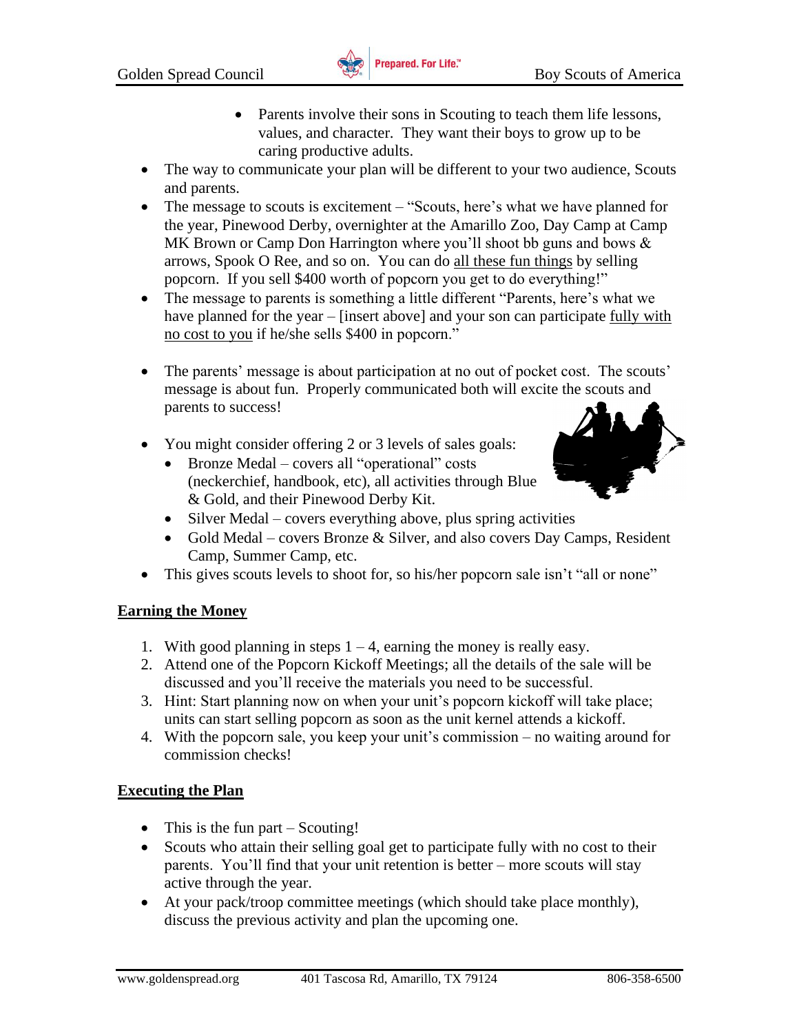- Parents involve their sons in Scouting to teach them life lessons, values, and character. They want their boys to grow up to be caring productive adults.
- The way to communicate your plan will be different to your two audience, Scouts and parents.
- The message to scouts is excitement – "Scouts, here's what we have planned for the year, Pinewood Derby, overnighter at the Amarillo Zoo, Day Camp at Camp MK Brown or Camp Don Harrington where you'll shoot bb guns and bows & arrows, Spook O Ree, and so on. You can do <u>all these fun things</u> by selling popcorn. If you sell $400 worth of popcorn you get to do everything!"
- The message to parents is something a little different "Parents, here's what we have planned for the year – [insert above] and your son can participate <u>fully with no cost to you</u> if he/she sells $400 in popcorn."
- The parents' message is about participation at no out of pocket cost. The scouts' message is about fun. Properly communicated both will excite the scouts and parents to success!
- You might consider offering 2 or 3 levels of sales goals:
  - Bronze Medal – covers all "operational" costs (neckerchief, handbook, etc), all activities through Blue & Gold, and their Pinewood Derby Kit.
  - Silver Medal – covers everything above, plus spring activities
  - Gold Medal – covers Bronze & Silver, and also covers Day Camps, Resident Camp, Summer Camp, etc.
- This gives scouts levels to shoot for, so his/her popcorn sale isn't "all or none"

## Earning the Money

1. With good planning in steps 1 – 4, earning the money is really easy.
2. Attend one of the Popcorn Kickoff Meetings; all the details of the sale will be discussed and you'll receive the materials you need to be successful.
3. Hint: Start planning now on when your unit's popcorn kickoff will take place; units can start selling popcorn as soon as the unit kernel attends a kickoff.
4. With the popcorn sale, you keep your unit's commission – no waiting around for commission checks!

## Executing the Plan

- This is the fun part – Scouting!
- Scouts who attain their selling goal get to participate fully with no cost to their parents. You'll find that your unit retention is better – more scouts will stay active through the year.
- At your pack/troop committee meetings (which should take place monthly), discuss the previous activity and plan the upcoming one.